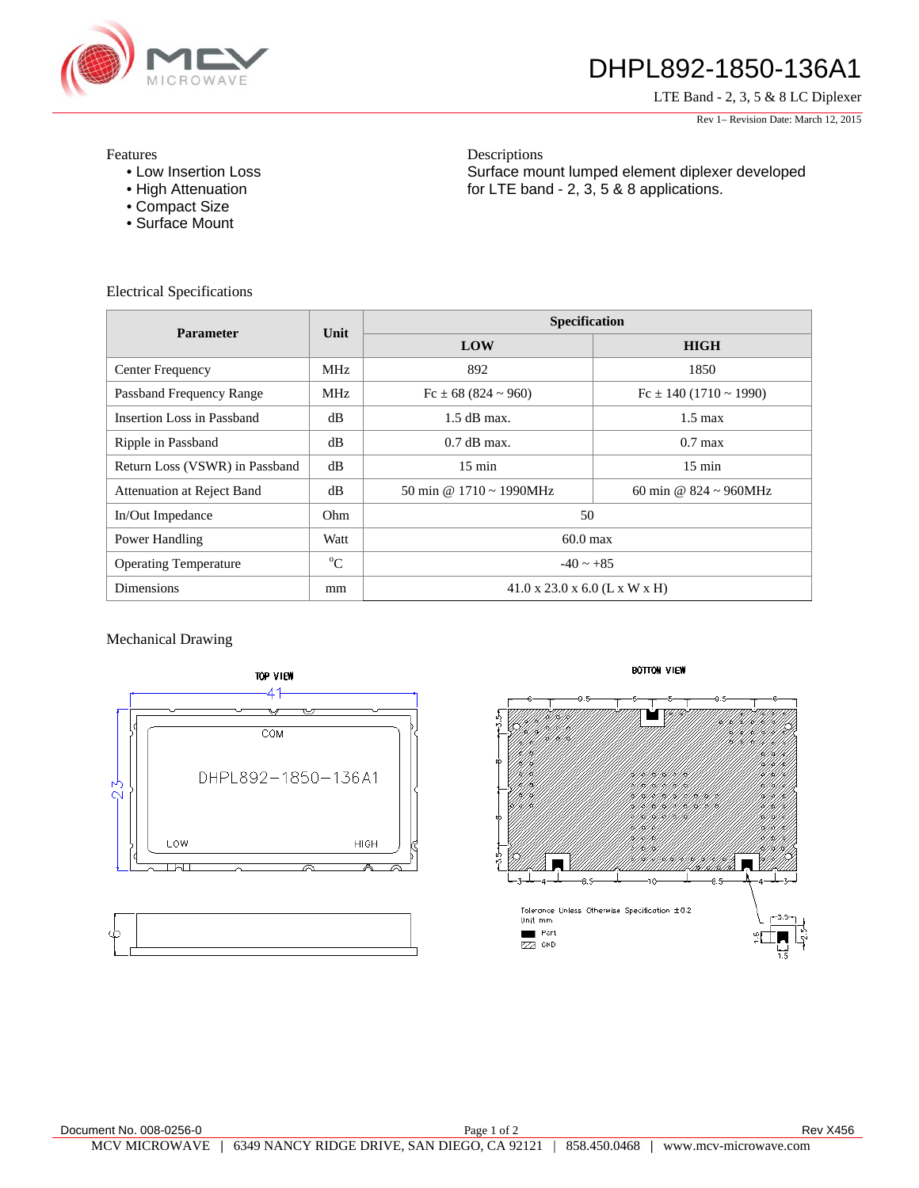# DHPL892-1850-136A1

LTE Band - 2, 3, 5 & 8 LC Diplexer

Rev 1– Revision Date: March 12, 2015

Features
- Low Insertion Loss
- High Attenuation
- Compact Size
- Surface Mount

Descriptions
Surface mount lumped element diplexer developed for LTE band - 2, 3, 5 & 8 applications.

## Electrical Specifications

| Parameter | Unit | Specification | |
|---|---|---|---|
| | | LOW | HIGH |
| Center Frequency | MHz | 892 | 1850 |
| Passband Frequency Range | MHz | Fc ± 68 (824 ~ 960) | Fc ± 140 (1710 ~ 1990) |
| Insertion Loss in Passband | dB | 1.5 dB max. | 1.5 max |
| Ripple in Passband | dB | 0.7 dB max. | 0.7 max |
| Return Loss (VSWR) in Passband | dB | 15 min | 15 min |
| Attenuation at Reject Band | dB | 50 min @ 1710 ~ 1990MHz | 60 min @ 824 ~ 960MHz |
| In/Out Impedance | Ohm | 50 | |
| Power Handling | Watt | 60.0 max | |
| Operating Temperature | °C | -40 ~ +85 | |
| Dimensions | mm | 41.0 x 23.0 x 6.0 (L x W x H) | |

## Mechanical Drawing

TOP VIEW

41

23

COM

DHPL892−1850−136A1

LOW HIGH

6

BOTTOM VIEW

6 9.5 5 5 9.5 6

3.5 8 8 3.5

3 4 8.5 10 8.5 4 3

Tolerance Unless Otherwise Specification ±0.2
Unit mm
Port
GND

3.5 1.5 2.5 1.5

Document No. 008-0256-0

Rev X456

MCV MICROWAVE | 6349 NANCY RIDGE DRIVE, SAN DIEGO, CA 92121 | 858.450.0468 | www.mcv-microwave.com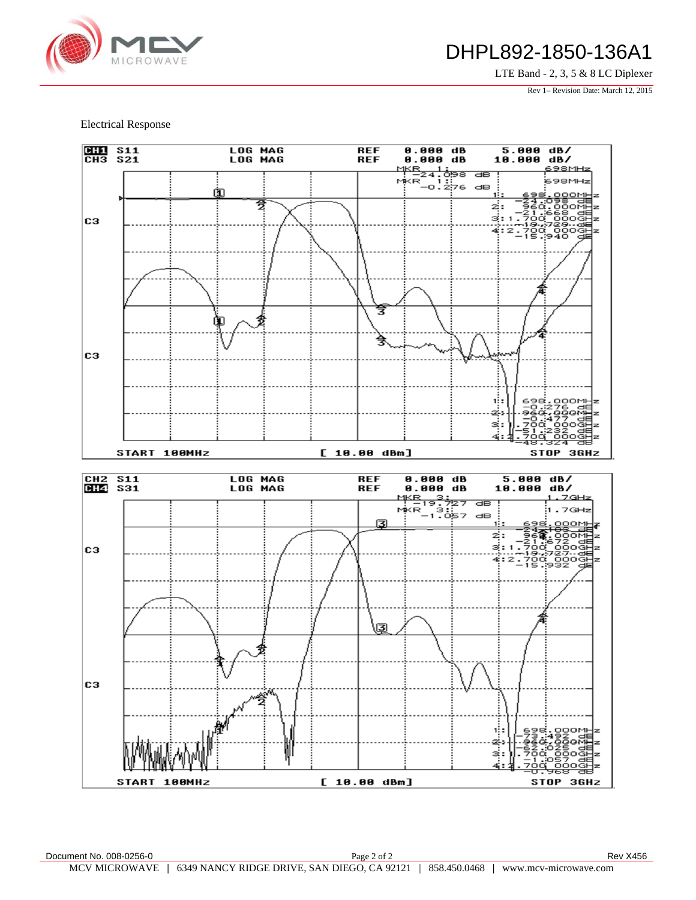Electrical Response

CH1 S11 LOG MAG REF 0.000 dB 5.000 dB/
CH3 S21 LOG MAG REF 0.000 dB 10.000 dB/

MKR 1: 698MHz
-24.098 dB
MKR 1: 698MHz
-0.276 dB

1: 698.000MHz
-24.098 dB
2: 960.000MHz
-21.668 dB
3: 1.700 000GHz
-19.729 dB
4: 2.700 000GHz
-15.940 dB

1: 698.000MHz
-0.276 dB
2: 960.000MHz
-0.477 dB
3: 1.700 000GHz
-51.232 dB
4: 2.700 000GHz
-48.324 dB

C3
C3

START 100MHz [ 10.00 dBm] STOP 3GHz

CH2 S11 LOG MAG REF 0.000 dB 5.000 dB/
CH4 S31 LOG MAG REF 0.000 dB 10.000 dB/

MKR 3: 1.7GHz
-19.727 dB
MKR 3: 1.7GHz
-1.057 dB

1: 698.000MHz
-24.103 dB
2: 960.000MHz
-21.672 dB
3: 1.700 000GHz
-19.727 dB
4: 2.700 000GHz
-15.932 dB

1: 698.000MHz
-73.492 dB
2: 960.000MHz
-62.025 dB
3: 1.700 000GHz
-1.057 dB
4: 2.700 000GHz
-0.968 dB

C3
C3

START 100MHz [ 10.00 dBm] STOP 3GHz